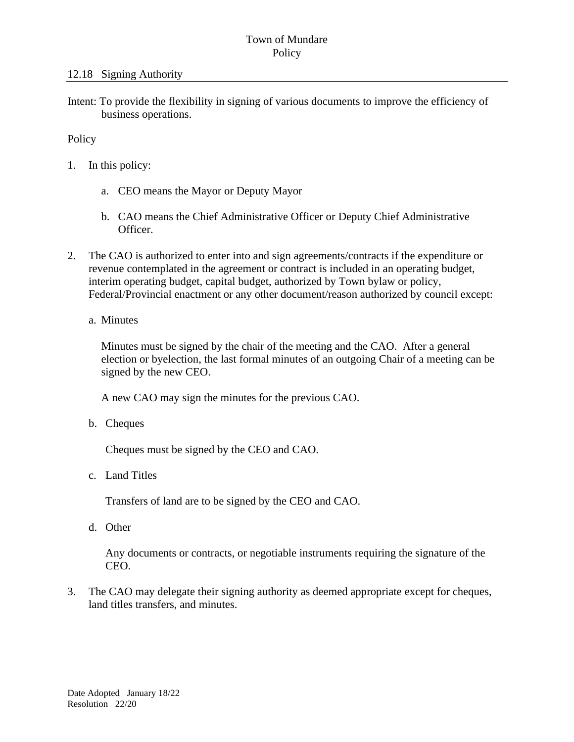Town of Mundare
Policy

## 12.18 Signing Authority

Intent: To provide the flexibility in signing of various documents to improve the efficiency of business operations.

Policy

1. In this policy:

    a. CEO means the Mayor or Deputy Mayor

    b. CAO means the Chief Administrative Officer or Deputy Chief Administrative Officer.

2. The CAO is authorized to enter into and sign agreements/contracts if the expenditure or revenue contemplated in the agreement or contract is included in an operating budget, interim operating budget, capital budget, authorized by Town bylaw or policy, Federal/Provincial enactment or any other document/reason authorized by council except:

    a. Minutes

       Minutes must be signed by the chair of the meeting and the CAO. After a general election or byelection, the last formal minutes of an outgoing Chair of a meeting can be signed by the new CEO.

       A new CAO may sign the minutes for the previous CAO.

    b. Cheques

       Cheques must be signed by the CEO and CAO.

    c. Land Titles

       Transfers of land are to be signed by the CEO and CAO.

    d. Other

       Any documents or contracts, or negotiable instruments requiring the signature of the CEO.

3. The CAO may delegate their signing authority as deemed appropriate except for cheques, land titles transfers, and minutes.

Date Adopted January 18/22
Resolution 22/20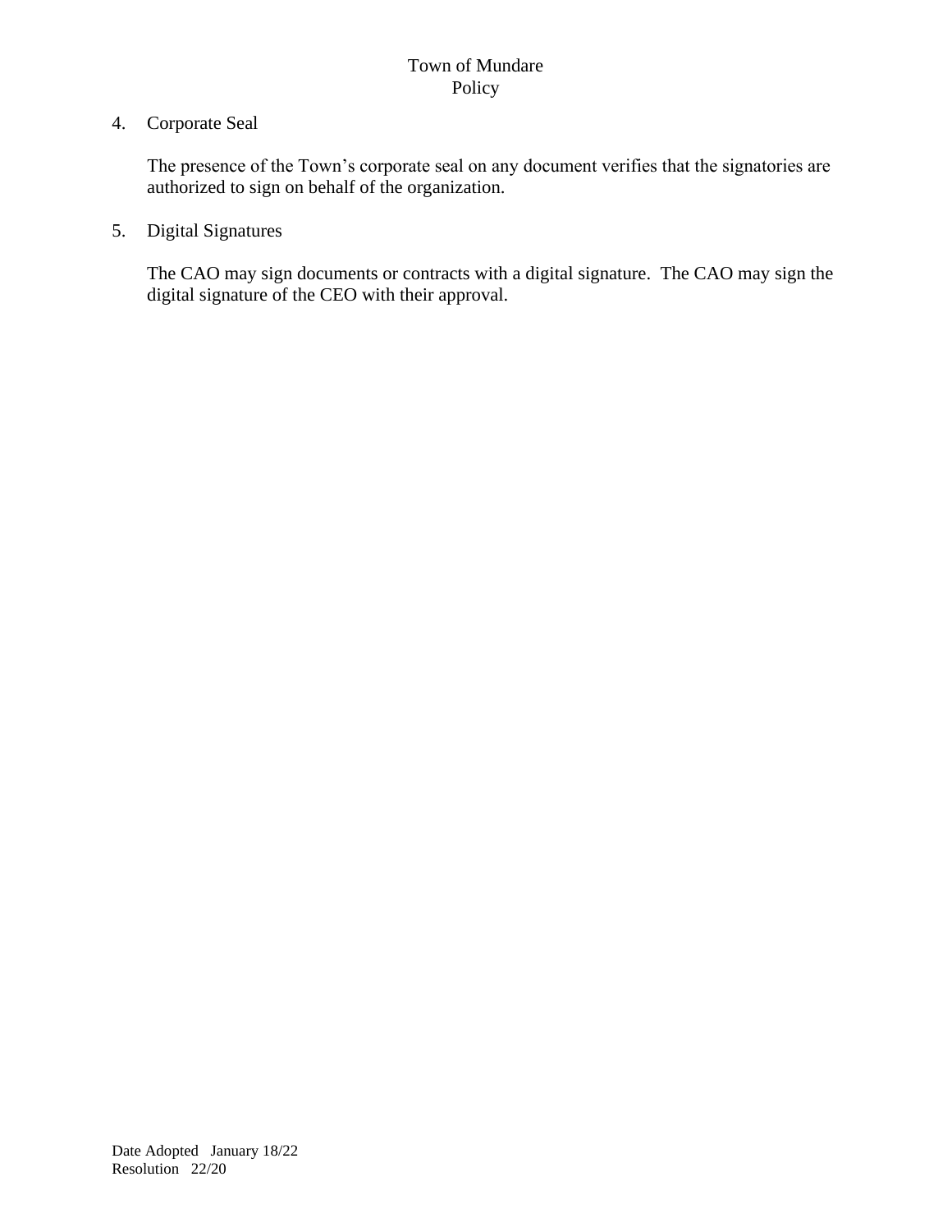4. Corporate Seal

   The presence of the Town's corporate seal on any document verifies that the signatories are authorized to sign on behalf of the organization.

5. Digital Signatures

   The CAO may sign documents or contracts with a digital signature. The CAO may sign the digital signature of the CEO with their approval.

Date Adopted January 18/22
Resolution 22/20